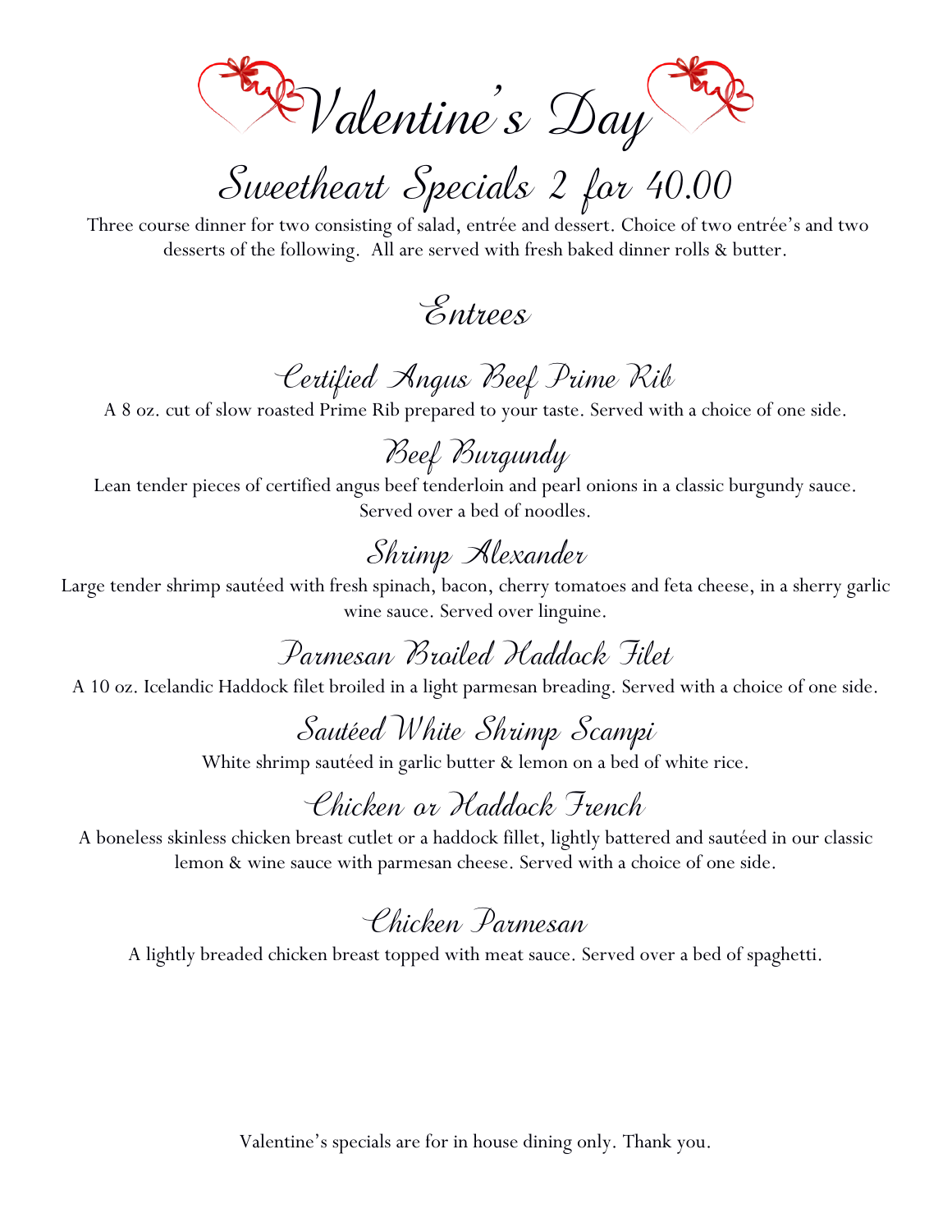# Valentine's Day

## Sweetheart Specials 2 for 40.00

Three course dinner for two consisting of salad, entrée and dessert. Choice of two entrée's and two desserts of the following. All are served with fresh baked dinner rolls & butter.

## Entrees

### Certified Angus Beef Prime Rib

A 8 oz. cut of slow roasted Prime Rib prepared to your taste. Served with a choice of one side.

### Beef Burgundy

Lean tender pieces of certified angus beef tenderloin and pearl onions in a classic burgundy sauce. Served over a bed of noodles.

### Shrimp Alexander

Large tender shrimp sautéed with fresh spinach, bacon, cherry tomatoes and feta cheese, in a sherry garlic wine sauce. Served over linguine.

### Parmesan Broiled Haddock Filet

A 10 oz. Icelandic Haddock filet broiled in a light parmesan breading. Served with a choice of one side.

### Sautéed White Shrimp Scampi

White shrimp sautéed in garlic butter & lemon on a bed of white rice.

### Chicken or Haddock French

A boneless skinless chicken breast cutlet or a haddock fillet, lightly battered and sautéed in our classic lemon & wine sauce with parmesan cheese. Served with a choice of one side.

### Chicken Parmesan

A lightly breaded chicken breast topped with meat sauce. Served over a bed of spaghetti.

Valentine's specials are for in house dining only. Thank you.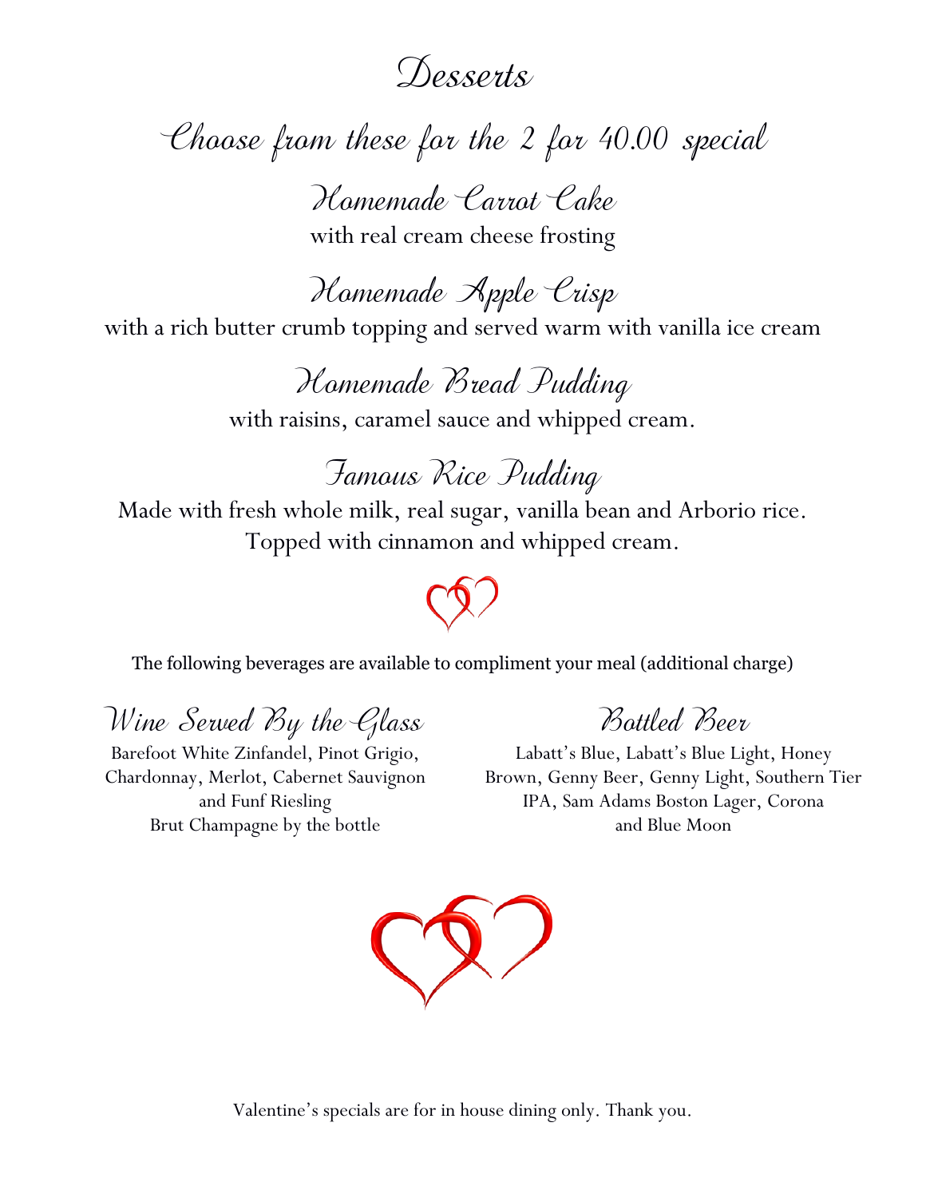# Desserts

## Choose from these for the 2 for 40.00 special

### Homemade Carrot Cake

with real cream cheese frosting

### Homemade Apple Crisp

with a rich butter crumb topping and served warm with vanilla ice cream

### Homemade Bread Pudding

with raisins, caramel sauce and whipped cream.

### Famous Rice Pudding

Made with fresh whole milk, real sugar, vanilla bean and Arborio rice. Topped with cinnamon and whipped cream.

The following beverages are available to compliment your meal (additional charge)

### Wine Served By the Glass

Barefoot White Zinfandel, Pinot Grigio, Chardonnay, Merlot, Cabernet Sauvignon and Funf Riesling
Brut Champagne by the bottle

### Bottled Beer

Labatt's Blue, Labatt's Blue Light, Honey Brown, Genny Beer, Genny Light, Southern Tier IPA, Sam Adams Boston Lager, Corona and Blue Moon

Valentine's specials are for in house dining only. Thank you.